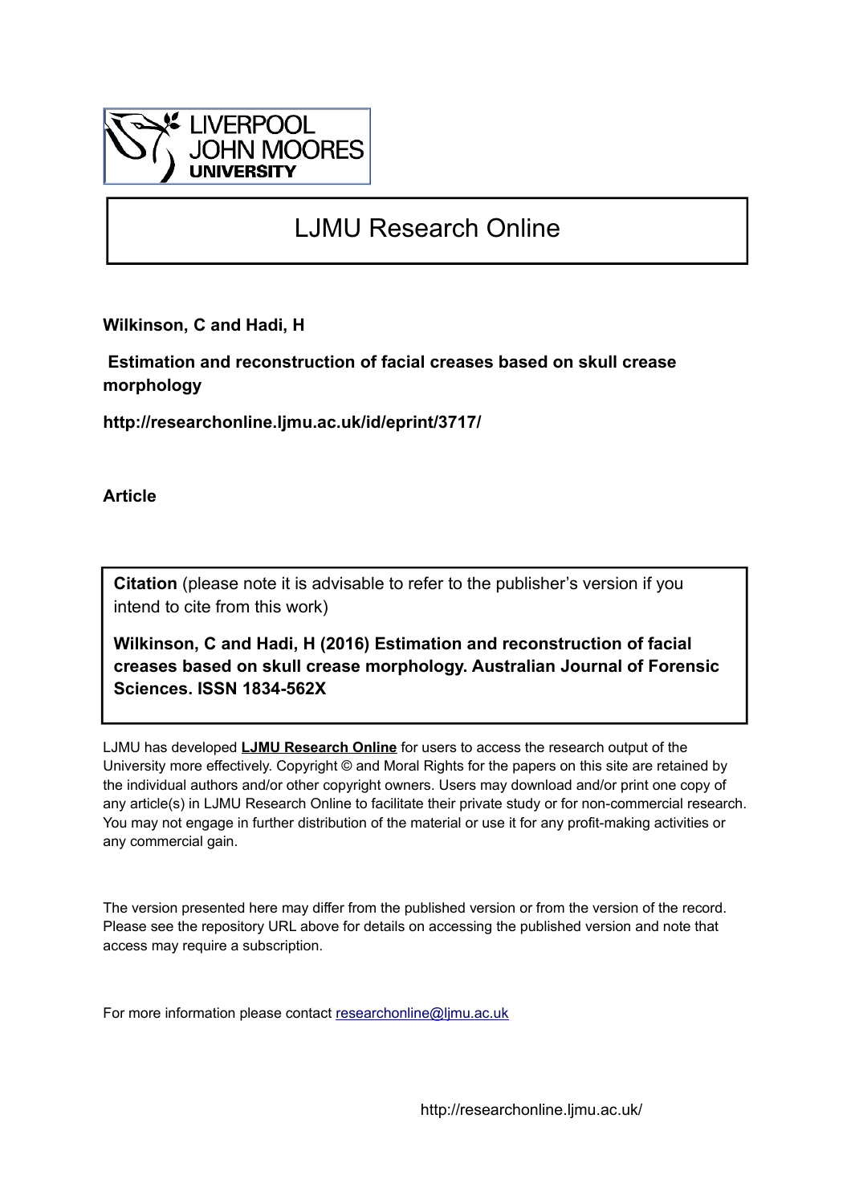LIVERPOOL JOHN MOORES UNIVERSITY

# LJMU Research Online

**Wilkinson, C and Hadi, H**

**Estimation and reconstruction of facial creases based on skull crease morphology**

**http://researchonline.ljmu.ac.uk/id/eprint/3717/**

**Article**

**Citation** (please note it is advisable to refer to the publisher's version if you intend to cite from this work)

**Wilkinson, C and Hadi, H (2016) Estimation and reconstruction of facial creases based on skull crease morphology. Australian Journal of Forensic Sciences. ISSN 1834-562X**

LJMU has developed **LJMU Research Online** for users to access the research output of the University more effectively. Copyright © and Moral Rights for the papers on this site are retained by the individual authors and/or other copyright owners. Users may download and/or print one copy of any article(s) in LJMU Research Online to facilitate their private study or for non-commercial research. You may not engage in further distribution of the material or use it for any profit-making activities or any commercial gain.

The version presented here may differ from the published version or from the version of the record. Please see the repository URL above for details on accessing the published version and note that access may require a subscription.

For more information please contact researchonline@ljmu.ac.uk

http://researchonline.ljmu.ac.uk/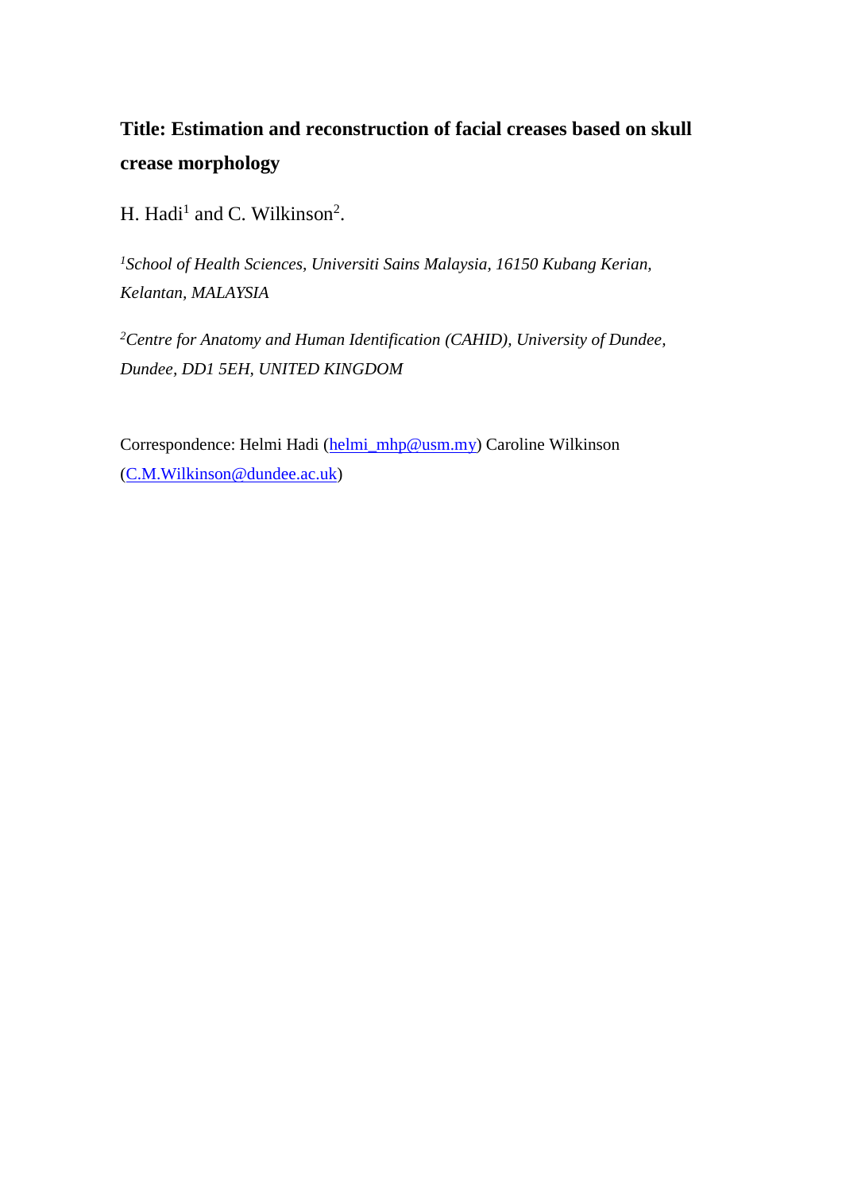**Title: Estimation and reconstruction of facial creases based on skull crease morphology**

H. Hadi[1] and C. Wilkinson[2].

*[1]School of Health Sciences, Universiti Sains Malaysia, 16150 Kubang Kerian, Kelantan, MALAYSIA*

*[2]Centre for Anatomy and Human Identification (CAHID), University of Dundee, Dundee, DD1 5EH, UNITED KINGDOM*

Correspondence: Helmi Hadi (helmi_mhp@usm.my) Caroline Wilkinson (C.M.Wilkinson@dundee.ac.uk)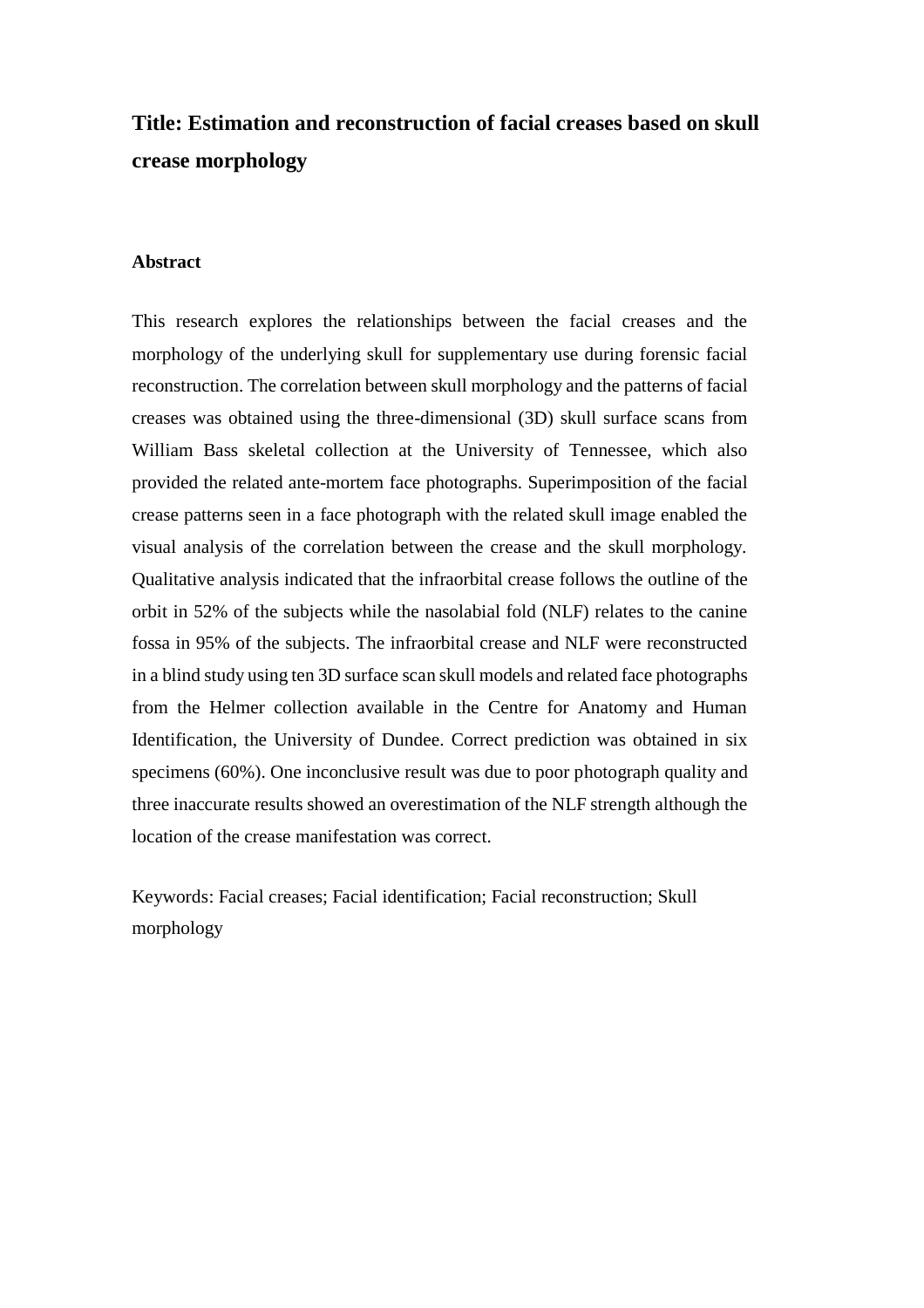# Title: Estimation and reconstruction of facial creases based on skull crease morphology

## Abstract

This research explores the relationships between the facial creases and the morphology of the underlying skull for supplementary use during forensic facial reconstruction. The correlation between skull morphology and the patterns of facial creases was obtained using the three-dimensional (3D) skull surface scans from William Bass skeletal collection at the University of Tennessee, which also provided the related ante-mortem face photographs. Superimposition of the facial crease patterns seen in a face photograph with the related skull image enabled the visual analysis of the correlation between the crease and the skull morphology. Qualitative analysis indicated that the infraorbital crease follows the outline of the orbit in 52% of the subjects while the nasolabial fold (NLF) relates to the canine fossa in 95% of the subjects. The infraorbital crease and NLF were reconstructed in a blind study using ten 3D surface scan skull models and related face photographs from the Helmer collection available in the Centre for Anatomy and Human Identification, the University of Dundee. Correct prediction was obtained in six specimens (60%). One inconclusive result was due to poor photograph quality and three inaccurate results showed an overestimation of the NLF strength although the location of the crease manifestation was correct.

Keywords: Facial creases; Facial identification; Facial reconstruction; Skull morphology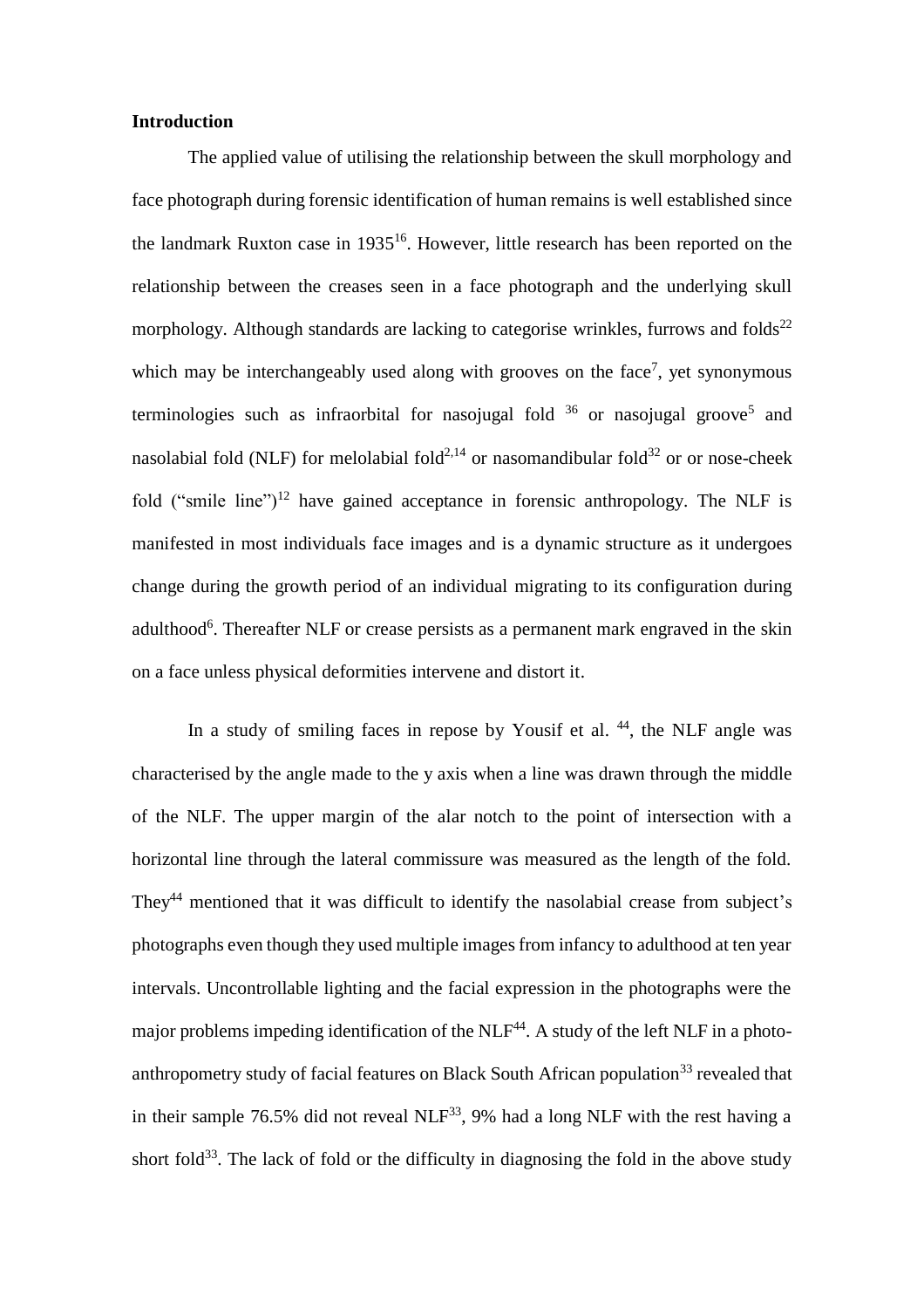**Introduction**

The applied value of utilising the relationship between the skull morphology and face photograph during forensic identification of human remains is well established since the landmark Ruxton case in 1935[16]. However, little research has been reported on the relationship between the creases seen in a face photograph and the underlying skull morphology. Although standards are lacking to categorise wrinkles, furrows and folds[22] which may be interchangeably used along with grooves on the face[7], yet synonymous terminologies such as infraorbital for nasojugal fold [36] or nasojugal groove[5] and nasolabial fold (NLF) for melolabial fold[2,14] or nasomandibular fold[32] or or nose-cheek fold ("smile line")[12] have gained acceptance in forensic anthropology. The NLF is manifested in most individuals face images and is a dynamic structure as it undergoes change during the growth period of an individual migrating to its configuration during adulthood[6]. Thereafter NLF or crease persists as a permanent mark engraved in the skin on a face unless physical deformities intervene and distort it.

In a study of smiling faces in repose by Yousif et al. [44], the NLF angle was characterised by the angle made to the y axis when a line was drawn through the middle of the NLF. The upper margin of the alar notch to the point of intersection with a horizontal line through the lateral commissure was measured as the length of the fold. They[44] mentioned that it was difficult to identify the nasolabial crease from subject's photographs even though they used multiple images from infancy to adulthood at ten year intervals. Uncontrollable lighting and the facial expression in the photographs were the major problems impeding identification of the NLF[44]. A study of the left NLF in a photo-anthropometry study of facial features on Black South African population[33] revealed that in their sample 76.5% did not reveal NLF[33], 9% had a long NLF with the rest having a short fold[33]. The lack of fold or the difficulty in diagnosing the fold in the above study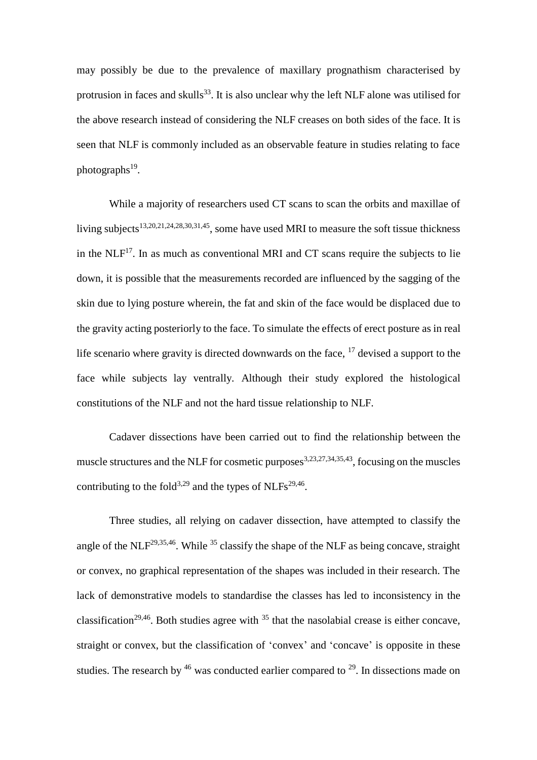may possibly be due to the prevalence of maxillary prognathism characterised by protrusion in faces and skulls[33]. It is also unclear why the left NLF alone was utilised for the above research instead of considering the NLF creases on both sides of the face. It is seen that NLF is commonly included as an observable feature in studies relating to face photographs[19].

While a majority of researchers used CT scans to scan the orbits and maxillae of living subjects[13,20,21,24,28,30,31,45], some have used MRI to measure the soft tissue thickness in the NLF[17]. In as much as conventional MRI and CT scans require the subjects to lie down, it is possible that the measurements recorded are influenced by the sagging of the skin due to lying posture wherein, the fat and skin of the face would be displaced due to the gravity acting posteriorly to the face. To simulate the effects of erect posture as in real life scenario where gravity is directed downwards on the face, [17] devised a support to the face while subjects lay ventrally. Although their study explored the histological constitutions of the NLF and not the hard tissue relationship to NLF.

Cadaver dissections have been carried out to find the relationship between the muscle structures and the NLF for cosmetic purposes[3,23,27,34,35,43], focusing on the muscles contributing to the fold[3,29] and the types of NLFs[29,46].

Three studies, all relying on cadaver dissection, have attempted to classify the angle of the NLF[29,35,46]. While [35] classify the shape of the NLF as being concave, straight or convex, no graphical representation of the shapes was included in their research. The lack of demonstrative models to standardise the classes has led to inconsistency in the classification[29,46]. Both studies agree with [35] that the nasolabial crease is either concave, straight or convex, but the classification of 'convex' and 'concave' is opposite in these studies. The research by [46] was conducted earlier compared to [29]. In dissections made on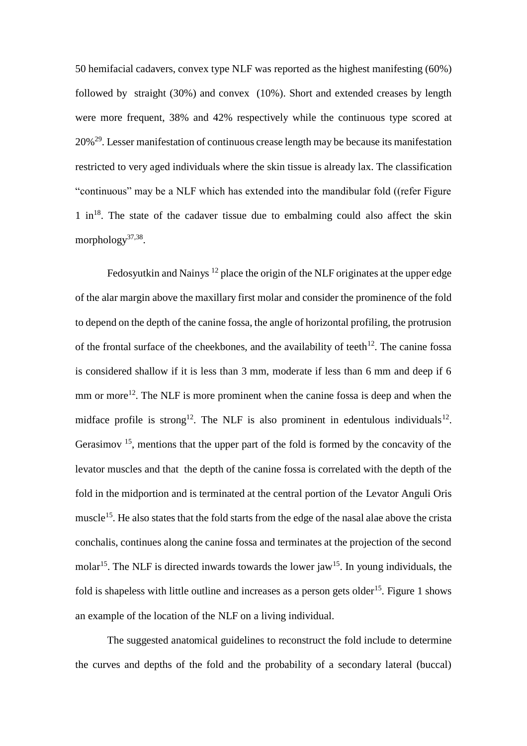50 hemifacial cadavers, convex type NLF was reported as the highest manifesting (60%) followed by straight (30%) and convex (10%). Short and extended creases by length were more frequent, 38% and 42% respectively while the continuous type scored at 20%[29]. Lesser manifestation of continuous crease length may be because its manifestation restricted to very aged individuals where the skin tissue is already lax. The classification "continuous" may be a NLF which has extended into the mandibular fold ((refer Figure 1 in[18]. The state of the cadaver tissue due to embalming could also affect the skin morphology[37,38].

Fedosyutkin and Nainys [12] place the origin of the NLF originates at the upper edge of the alar margin above the maxillary first molar and consider the prominence of the fold to depend on the depth of the canine fossa, the angle of horizontal profiling, the protrusion of the frontal surface of the cheekbones, and the availability of teeth[12]. The canine fossa is considered shallow if it is less than 3 mm, moderate if less than 6 mm and deep if 6 mm or more[12]. The NLF is more prominent when the canine fossa is deep and when the midface profile is strong[12]. The NLF is also prominent in edentulous individuals[12]. Gerasimov [15], mentions that the upper part of the fold is formed by the concavity of the levator muscles and that the depth of the canine fossa is correlated with the depth of the fold in the midportion and is terminated at the central portion of the Levator Anguli Oris muscle[15]. He also states that the fold starts from the edge of the nasal alae above the crista conchalis, continues along the canine fossa and terminates at the projection of the second molar[15]. The NLF is directed inwards towards the lower jaw[15]. In young individuals, the fold is shapeless with little outline and increases as a person gets older[15]. Figure 1 shows an example of the location of the NLF on a living individual.

The suggested anatomical guidelines to reconstruct the fold include to determine the curves and depths of the fold and the probability of a secondary lateral (buccal)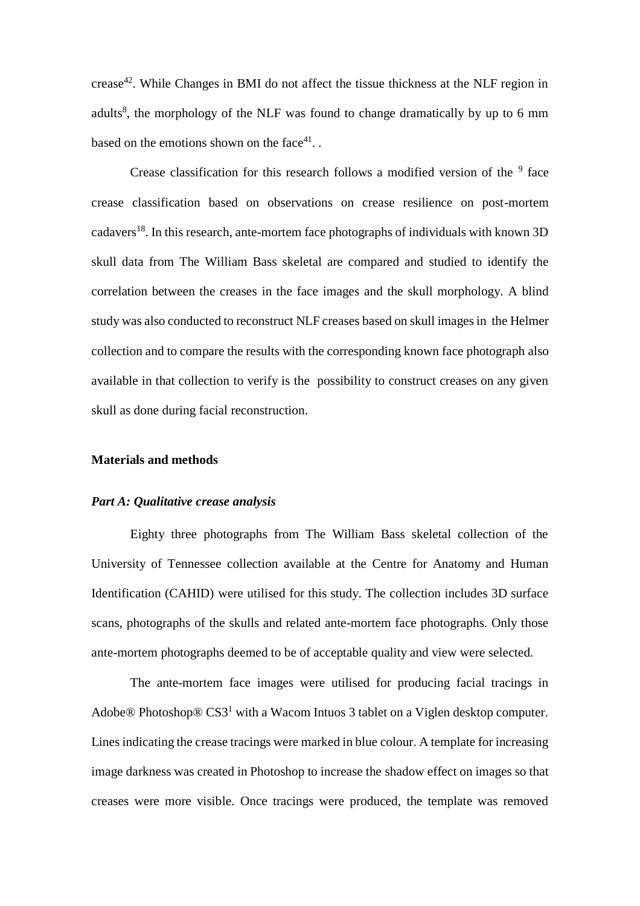crease[42]. While Changes in BMI do not affect the tissue thickness at the NLF region in adults[8], the morphology of the NLF was found to change dramatically by up to 6 mm based on the emotions shown on the face[41]. .

Crease classification for this research follows a modified version of the [9] face crease classification based on observations on crease resilience on post-mortem cadavers[18]. In this research, ante-mortem face photographs of individuals with known 3D skull data from The William Bass skeletal are compared and studied to identify the correlation between the creases in the face images and the skull morphology. A blind study was also conducted to reconstruct NLF creases based on skull images in the Helmer collection and to compare the results with the corresponding known face photograph also available in that collection to verify is the possibility to construct creases on any given skull as done during facial reconstruction.

## Materials and methods

### *Part A: Qualitative crease analysis*

Eighty three photographs from The William Bass skeletal collection of the University of Tennessee collection available at the Centre for Anatomy and Human Identification (CAHID) were utilised for this study. The collection includes 3D surface scans, photographs of the skulls and related ante-mortem face photographs. Only those ante-mortem photographs deemed to be of acceptable quality and view were selected.

The ante-mortem face images were utilised for producing facial tracings in Adobe® Photoshop® CS3[1] with a Wacom Intuos 3 tablet on a Viglen desktop computer. Lines indicating the crease tracings were marked in blue colour. A template for increasing image darkness was created in Photoshop to increase the shadow effect on images so that creases were more visible. Once tracings were produced, the template was removed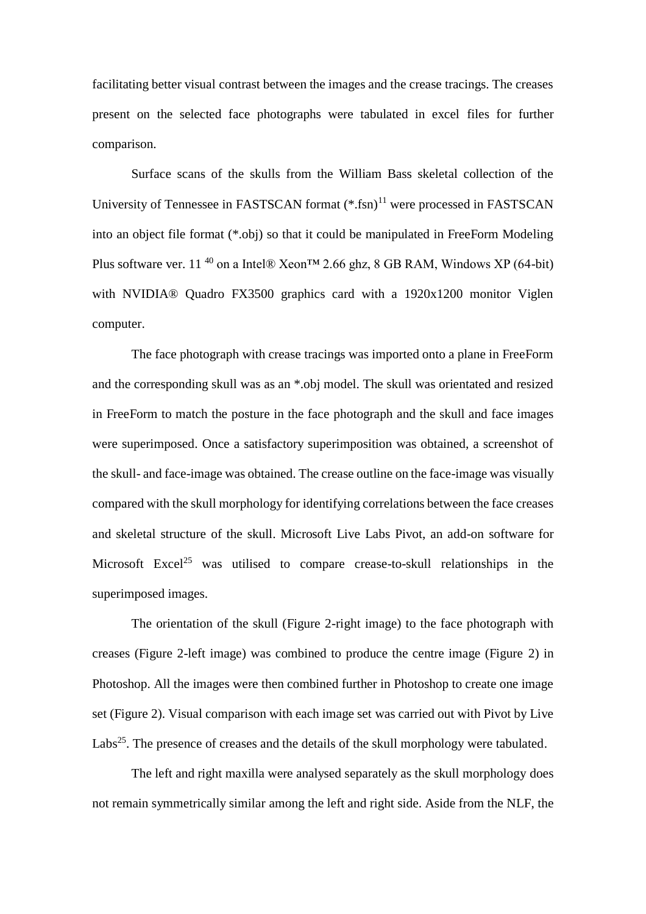facilitating better visual contrast between the images and the crease tracings. The creases present on the selected face photographs were tabulated in excel files for further comparison.

Surface scans of the skulls from the William Bass skeletal collection of the University of Tennessee in FASTSCAN format (*.fsn)[11] were processed in FASTSCAN into an object file format (*.obj) so that it could be manipulated in FreeForm Modeling Plus software ver. 11 [40] on a Intel® Xeon™ 2.66 ghz, 8 GB RAM, Windows XP (64-bit) with NVIDIA® Quadro FX3500 graphics card with a 1920x1200 monitor Viglen computer.

The face photograph with crease tracings was imported onto a plane in FreeForm and the corresponding skull was as an *.obj model. The skull was orientated and resized in FreeForm to match the posture in the face photograph and the skull and face images were superimposed. Once a satisfactory superimposition was obtained, a screenshot of the skull- and face-image was obtained. The crease outline on the face-image was visually compared with the skull morphology for identifying correlations between the face creases and skeletal structure of the skull. Microsoft Live Labs Pivot, an add-on software for Microsoft Excel[25] was utilised to compare crease-to-skull relationships in the superimposed images.

The orientation of the skull (Figure 2-right image) to the face photograph with creases (Figure 2-left image) was combined to produce the centre image (Figure 2) in Photoshop. All the images were then combined further in Photoshop to create one image set (Figure 2). Visual comparison with each image set was carried out with Pivot by Live Labs[25]. The presence of creases and the details of the skull morphology were tabulated.

The left and right maxilla were analysed separately as the skull morphology does not remain symmetrically similar among the left and right side. Aside from the NLF, the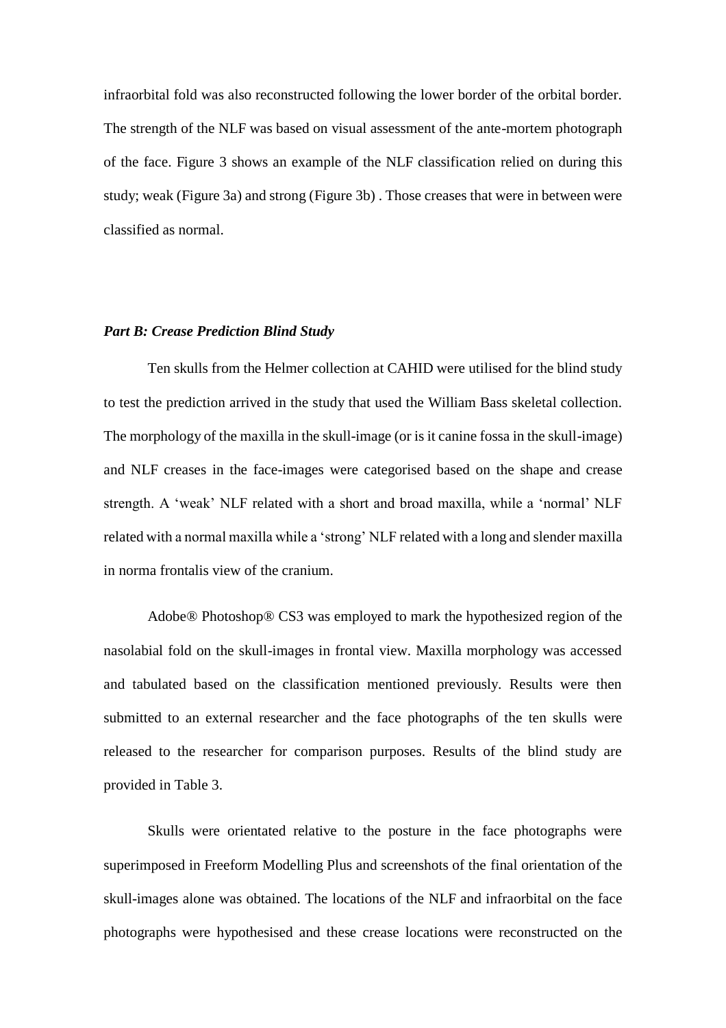infraorbital fold was also reconstructed following the lower border of the orbital border. The strength of the NLF was based on visual assessment of the ante-mortem photograph of the face. Figure 3 shows an example of the NLF classification relied on during this study; weak (Figure 3a) and strong (Figure 3b) . Those creases that were in between were classified as normal.

### *Part B: Crease Prediction Blind Study*

Ten skulls from the Helmer collection at CAHID were utilised for the blind study to test the prediction arrived in the study that used the William Bass skeletal collection. The morphology of the maxilla in the skull-image (or is it canine fossa in the skull-image) and NLF creases in the face-images were categorised based on the shape and crease strength. A 'weak' NLF related with a short and broad maxilla, while a 'normal' NLF related with a normal maxilla while a 'strong' NLF related with a long and slender maxilla in norma frontalis view of the cranium.

Adobe® Photoshop® CS3 was employed to mark the hypothesized region of the nasolabial fold on the skull-images in frontal view. Maxilla morphology was accessed and tabulated based on the classification mentioned previously. Results were then submitted to an external researcher and the face photographs of the ten skulls were released to the researcher for comparison purposes. Results of the blind study are provided in Table 3.

Skulls were orientated relative to the posture in the face photographs were superimposed in Freeform Modelling Plus and screenshots of the final orientation of the skull-images alone was obtained. The locations of the NLF and infraorbital on the face photographs were hypothesised and these crease locations were reconstructed on the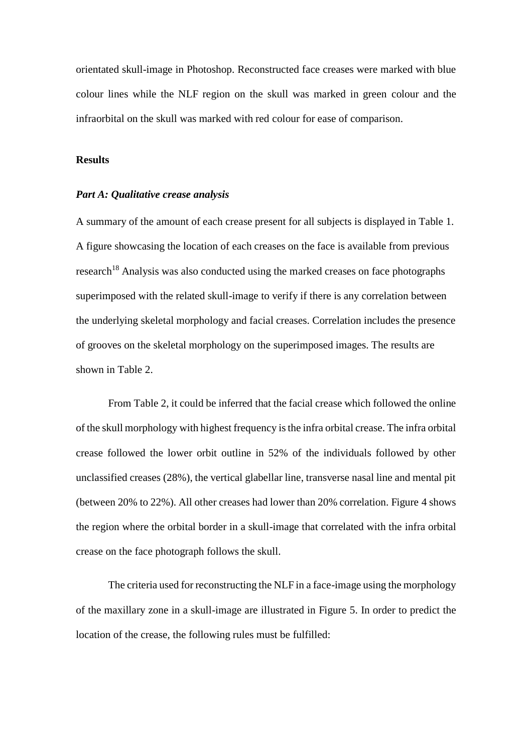orientated skull-image in Photoshop. Reconstructed face creases were marked with blue colour lines while the NLF region on the skull was marked in green colour and the infraorbital on the skull was marked with red colour for ease of comparison.

## Results

### *Part A: Qualitative crease analysis*

A summary of the amount of each crease present for all subjects is displayed in Table 1. A figure showcasing the location of each creases on the face is available from previous research[18] Analysis was also conducted using the marked creases on face photographs superimposed with the related skull-image to verify if there is any correlation between the underlying skeletal morphology and facial creases. Correlation includes the presence of grooves on the skeletal morphology on the superimposed images. The results are shown in Table 2.

From Table 2, it could be inferred that the facial crease which followed the online of the skull morphology with highest frequency is the infra orbital crease. The infra orbital crease followed the lower orbit outline in 52% of the individuals followed by other unclassified creases (28%), the vertical glabellar line, transverse nasal line and mental pit (between 20% to 22%). All other creases had lower than 20% correlation. Figure 4 shows the region where the orbital border in a skull-image that correlated with the infra orbital crease on the face photograph follows the skull.

The criteria used for reconstructing the NLF in a face-image using the morphology of the maxillary zone in a skull-image are illustrated in Figure 5. In order to predict the location of the crease, the following rules must be fulfilled: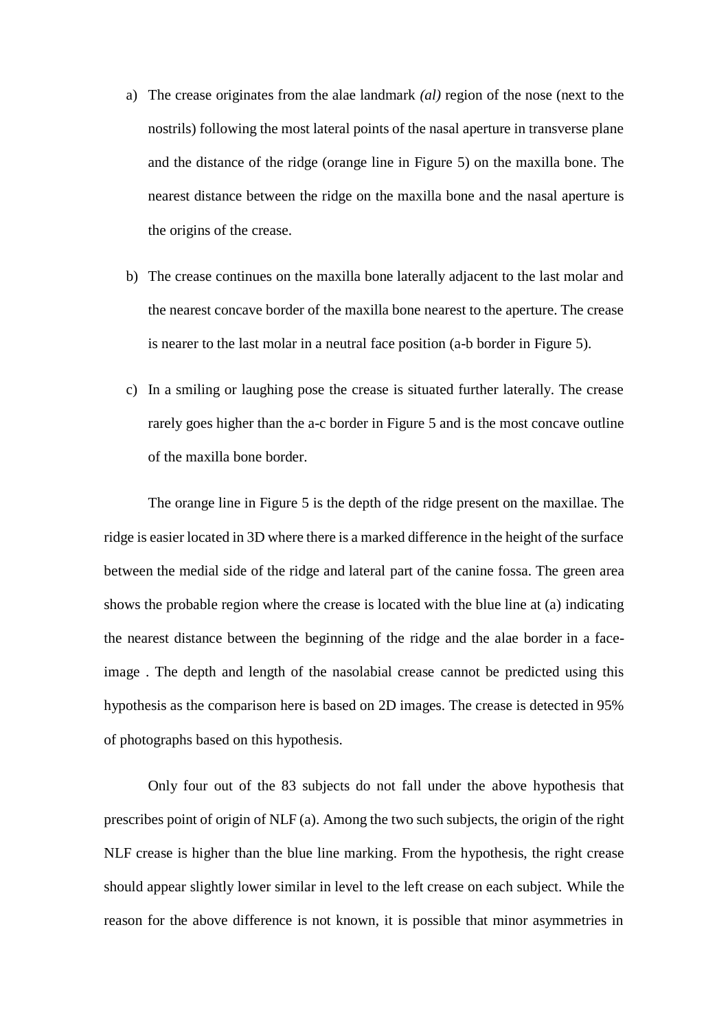a) The crease originates from the alae landmark *(al)* region of the nose (next to the nostrils) following the most lateral points of the nasal aperture in transverse plane and the distance of the ridge (orange line in Figure 5) on the maxilla bone. The nearest distance between the ridge on the maxilla bone and the nasal aperture is the origins of the crease.

b) The crease continues on the maxilla bone laterally adjacent to the last molar and the nearest concave border of the maxilla bone nearest to the aperture. The crease is nearer to the last molar in a neutral face position (a-b border in Figure 5).

c) In a smiling or laughing pose the crease is situated further laterally. The crease rarely goes higher than the a-c border in Figure 5 and is the most concave outline of the maxilla bone border.

The orange line in Figure 5 is the depth of the ridge present on the maxillae. The ridge is easier located in 3D where there is a marked difference in the height of the surface between the medial side of the ridge and lateral part of the canine fossa. The green area shows the probable region where the crease is located with the blue line at (a) indicating the nearest distance between the beginning of the ridge and the alae border in a face-image . The depth and length of the nasolabial crease cannot be predicted using this hypothesis as the comparison here is based on 2D images. The crease is detected in 95% of photographs based on this hypothesis.

Only four out of the 83 subjects do not fall under the above hypothesis that prescribes point of origin of NLF (a). Among the two such subjects, the origin of the right NLF crease is higher than the blue line marking. From the hypothesis, the right crease should appear slightly lower similar in level to the left crease on each subject. While the reason for the above difference is not known, it is possible that minor asymmetries in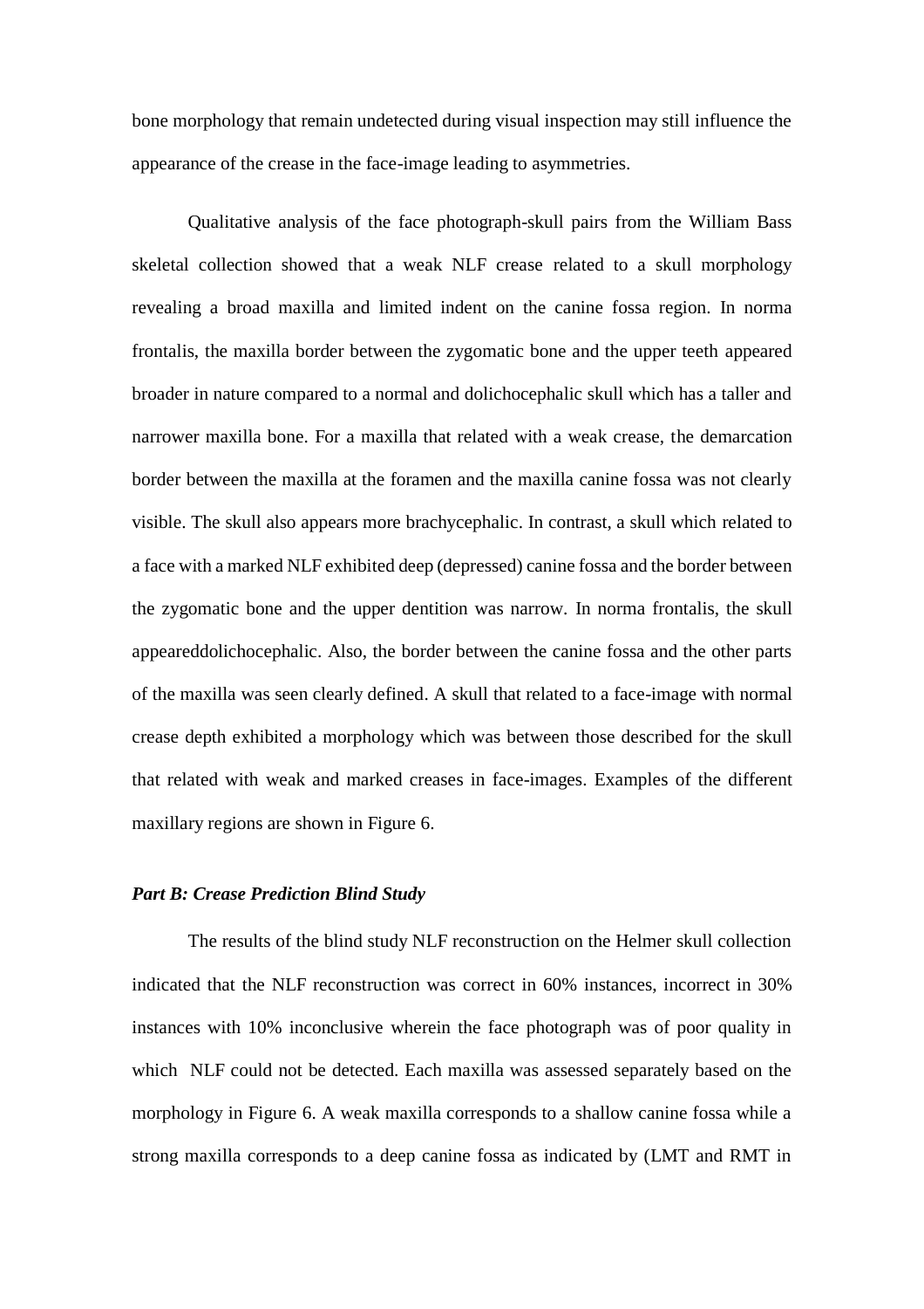bone morphology that remain undetected during visual inspection may still influence the appearance of the crease in the face-image leading to asymmetries.

Qualitative analysis of the face photograph-skull pairs from the William Bass skeletal collection showed that a weak NLF crease related to a skull morphology revealing a broad maxilla and limited indent on the canine fossa region. In norma frontalis, the maxilla border between the zygomatic bone and the upper teeth appeared broader in nature compared to a normal and dolichocephalic skull which has a taller and narrower maxilla bone. For a maxilla that related with a weak crease, the demarcation border between the maxilla at the foramen and the maxilla canine fossa was not clearly visible. The skull also appears more brachycephalic. In contrast, a skull which related to a face with a marked NLF exhibited deep (depressed) canine fossa and the border between the zygomatic bone and the upper dentition was narrow. In norma frontalis, the skull appeareddolichocephalic. Also, the border between the canine fossa and the other parts of the maxilla was seen clearly defined. A skull that related to a face-image with normal crease depth exhibited a morphology which was between those described for the skull that related with weak and marked creases in face-images. Examples of the different maxillary regions are shown in Figure 6.

### *Part B: Crease Prediction Blind Study*

The results of the blind study NLF reconstruction on the Helmer skull collection indicated that the NLF reconstruction was correct in 60% instances, incorrect in 30% instances with 10% inconclusive wherein the face photograph was of poor quality in which NLF could not be detected. Each maxilla was assessed separately based on the morphology in Figure 6. A weak maxilla corresponds to a shallow canine fossa while a strong maxilla corresponds to a deep canine fossa as indicated by (LMT and RMT in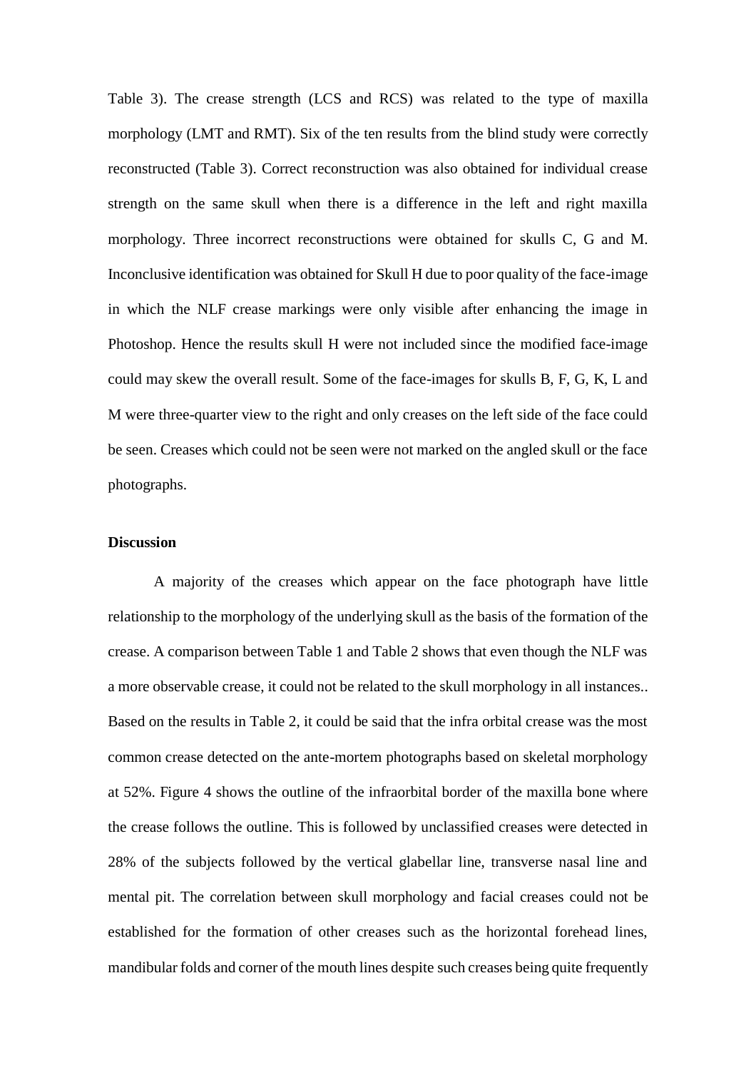Table 3). The crease strength (LCS and RCS) was related to the type of maxilla morphology (LMT and RMT). Six of the ten results from the blind study were correctly reconstructed (Table 3). Correct reconstruction was also obtained for individual crease strength on the same skull when there is a difference in the left and right maxilla morphology. Three incorrect reconstructions were obtained for skulls C, G and M. Inconclusive identification was obtained for Skull H due to poor quality of the face-image in which the NLF crease markings were only visible after enhancing the image in Photoshop. Hence the results skull H were not included since the modified face-image could may skew the overall result. Some of the face-images for skulls B, F, G, K, L and M were three-quarter view to the right and only creases on the left side of the face could be seen. Creases which could not be seen were not marked on the angled skull or the face photographs.

**Discussion**

A majority of the creases which appear on the face photograph have little relationship to the morphology of the underlying skull as the basis of the formation of the crease. A comparison between Table 1 and Table 2 shows that even though the NLF was a more observable crease, it could not be related to the skull morphology in all instances.. Based on the results in Table 2, it could be said that the infra orbital crease was the most common crease detected on the ante-mortem photographs based on skeletal morphology at 52%. Figure 4 shows the outline of the infraorbital border of the maxilla bone where the crease follows the outline. This is followed by unclassified creases were detected in 28% of the subjects followed by the vertical glabellar line, transverse nasal line and mental pit. The correlation between skull morphology and facial creases could not be established for the formation of other creases such as the horizontal forehead lines, mandibular folds and corner of the mouth lines despite such creases being quite frequently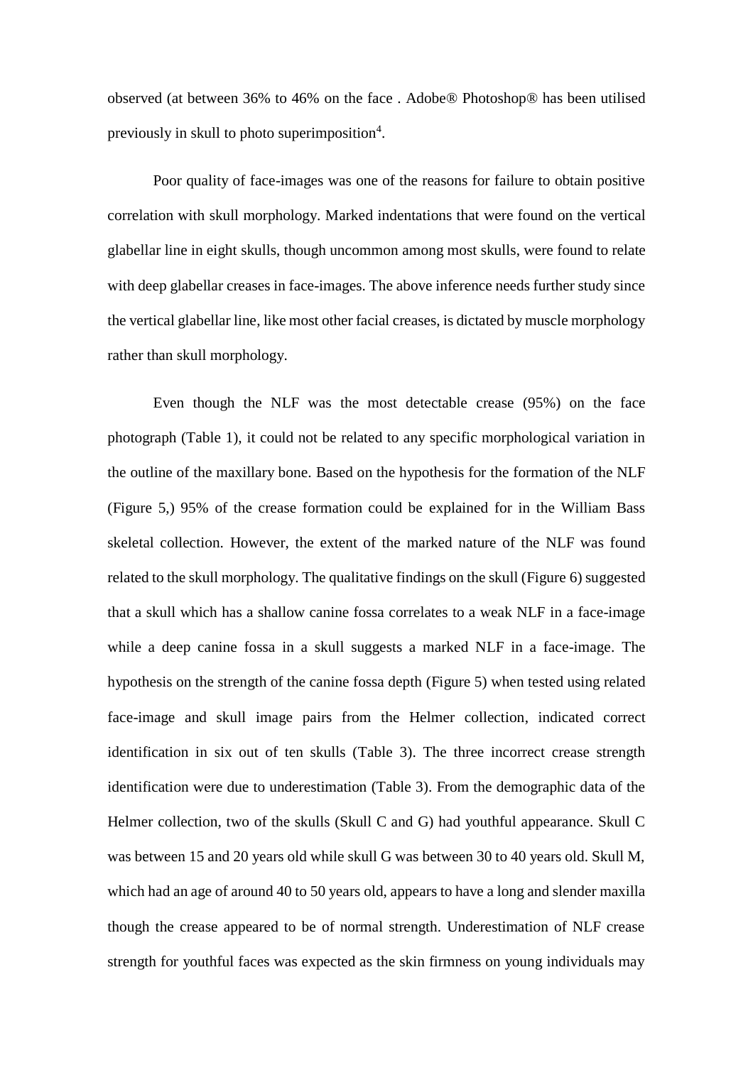observed (at between 36% to 46% on the face . Adobe® Photoshop® has been utilised previously in skull to photo superimposition[4].

Poor quality of face-images was one of the reasons for failure to obtain positive correlation with skull morphology. Marked indentations that were found on the vertical glabellar line in eight skulls, though uncommon among most skulls, were found to relate with deep glabellar creases in face-images. The above inference needs further study since the vertical glabellar line, like most other facial creases, is dictated by muscle morphology rather than skull morphology.

Even though the NLF was the most detectable crease (95%) on the face photograph (Table 1), it could not be related to any specific morphological variation in the outline of the maxillary bone. Based on the hypothesis for the formation of the NLF (Figure 5,) 95% of the crease formation could be explained for in the William Bass skeletal collection. However, the extent of the marked nature of the NLF was found related to the skull morphology. The qualitative findings on the skull (Figure 6) suggested that a skull which has a shallow canine fossa correlates to a weak NLF in a face-image while a deep canine fossa in a skull suggests a marked NLF in a face-image. The hypothesis on the strength of the canine fossa depth (Figure 5) when tested using related face-image and skull image pairs from the Helmer collection, indicated correct identification in six out of ten skulls (Table 3). The three incorrect crease strength identification were due to underestimation (Table 3). From the demographic data of the Helmer collection, two of the skulls (Skull C and G) had youthful appearance. Skull C was between 15 and 20 years old while skull G was between 30 to 40 years old. Skull M, which had an age of around 40 to 50 years old, appears to have a long and slender maxilla though the crease appeared to be of normal strength. Underestimation of NLF crease strength for youthful faces was expected as the skin firmness on young individuals may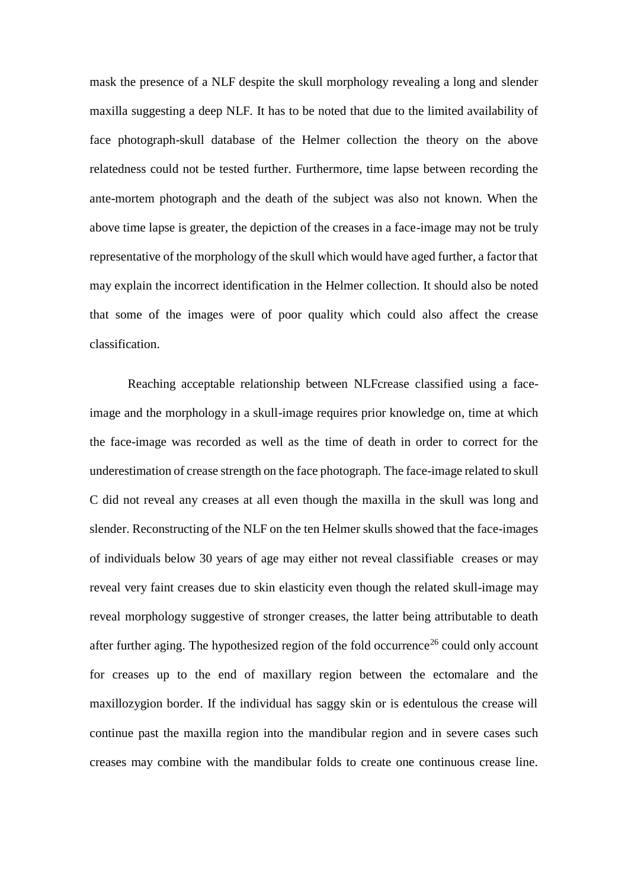mask the presence of a NLF despite the skull morphology revealing a long and slender maxilla suggesting a deep NLF. It has to be noted that due to the limited availability of face photograph-skull database of the Helmer collection the theory on the above relatedness could not be tested further. Furthermore, time lapse between recording the ante-mortem photograph and the death of the subject was also not known. When the above time lapse is greater, the depiction of the creases in a face-image may not be truly representative of the morphology of the skull which would have aged further, a factor that may explain the incorrect identification in the Helmer collection. It should also be noted that some of the images were of poor quality which could also affect the crease classification.

Reaching acceptable relationship between NLFcrease classified using a face-image and the morphology in a skull-image requires prior knowledge on, time at which the face-image was recorded as well as the time of death in order to correct for the underestimation of crease strength on the face photograph. The face-image related to skull C did not reveal any creases at all even though the maxilla in the skull was long and slender. Reconstructing of the NLF on the ten Helmer skulls showed that the face-images of individuals below 30 years of age may either not reveal classifiable creases or may reveal very faint creases due to skin elasticity even though the related skull-image may reveal morphology suggestive of stronger creases, the latter being attributable to death after further aging. The hypothesized region of the fold occurrence[26] could only account for creases up to the end of maxillary region between the ectomalare and the maxillozygion border. If the individual has saggy skin or is edentulous the crease will continue past the maxilla region into the mandibular region and in severe cases such creases may combine with the mandibular folds to create one continuous crease line.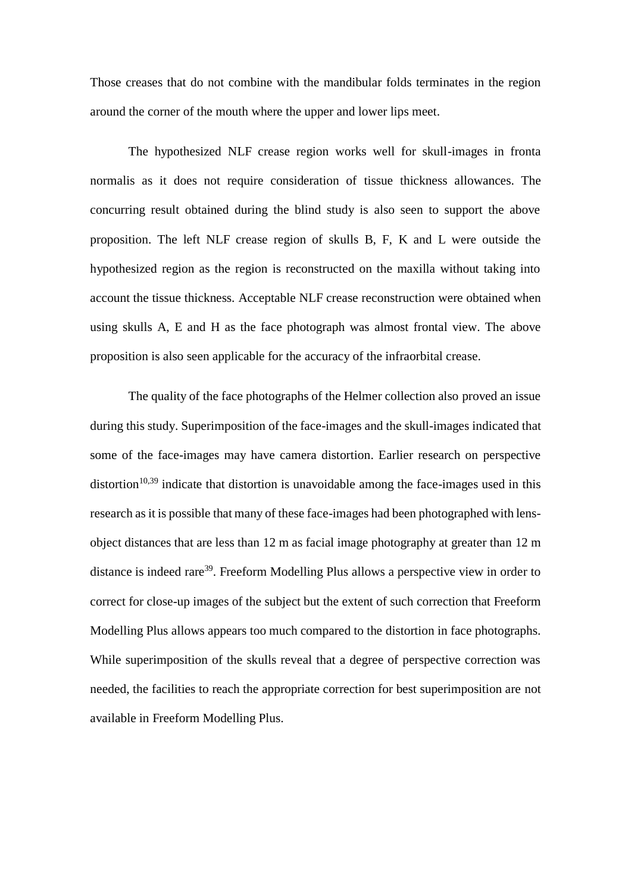Those creases that do not combine with the mandibular folds terminates in the region around the corner of the mouth where the upper and lower lips meet.

The hypothesized NLF crease region works well for skull-images in fronta normalis as it does not require consideration of tissue thickness allowances. The concurring result obtained during the blind study is also seen to support the above proposition. The left NLF crease region of skulls B, F, K and L were outside the hypothesized region as the region is reconstructed on the maxilla without taking into account the tissue thickness. Acceptable NLF crease reconstruction were obtained when using skulls A, E and H as the face photograph was almost frontal view. The above proposition is also seen applicable for the accuracy of the infraorbital crease.

The quality of the face photographs of the Helmer collection also proved an issue during this study. Superimposition of the face-images and the skull-images indicated that some of the face-images may have camera distortion. Earlier research on perspective distortion[10,39] indicate that distortion is unavoidable among the face-images used in this research as it is possible that many of these face-images had been photographed with lens-object distances that are less than 12 m as facial image photography at greater than 12 m distance is indeed rare[39]. Freeform Modelling Plus allows a perspective view in order to correct for close-up images of the subject but the extent of such correction that Freeform Modelling Plus allows appears too much compared to the distortion in face photographs. While superimposition of the skulls reveal that a degree of perspective correction was needed, the facilities to reach the appropriate correction for best superimposition are not available in Freeform Modelling Plus.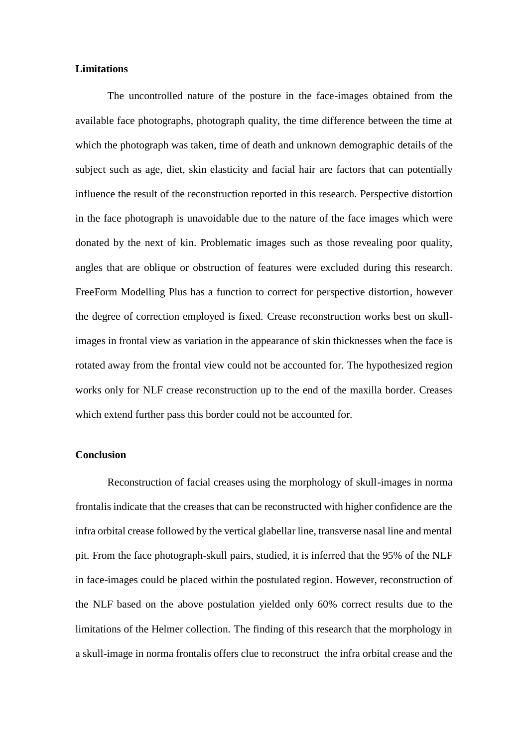### Limitations

The uncontrolled nature of the posture in the face-images obtained from the available face photographs, photograph quality, the time difference between the time at which the photograph was taken, time of death and unknown demographic details of the subject such as age, diet, skin elasticity and facial hair are factors that can potentially influence the result of the reconstruction reported in this research. Perspective distortion in the face photograph is unavoidable due to the nature of the face images which were donated by the next of kin. Problematic images such as those revealing poor quality, angles that are oblique or obstruction of features were excluded during this research. FreeForm Modelling Plus has a function to correct for perspective distortion, however the degree of correction employed is fixed. Crease reconstruction works best on skull-images in frontal view as variation in the appearance of skin thicknesses when the face is rotated away from the frontal view could not be accounted for. The hypothesized region works only for NLF crease reconstruction up to the end of the maxilla border. Creases which extend further pass this border could not be accounted for.

### Conclusion

Reconstruction of facial creases using the morphology of skull-images in norma frontalis indicate that the creases that can be reconstructed with higher confidence are the infra orbital crease followed by the vertical glabellar line, transverse nasal line and mental pit. From the face photograph-skull pairs, studied, it is inferred that the 95% of the NLF in face-images could be placed within the postulated region. However, reconstruction of the NLF based on the above postulation yielded only 60% correct results due to the limitations of the Helmer collection. The finding of this research that the morphology in a skull-image in norma frontalis offers clue to reconstruct the infra orbital crease and the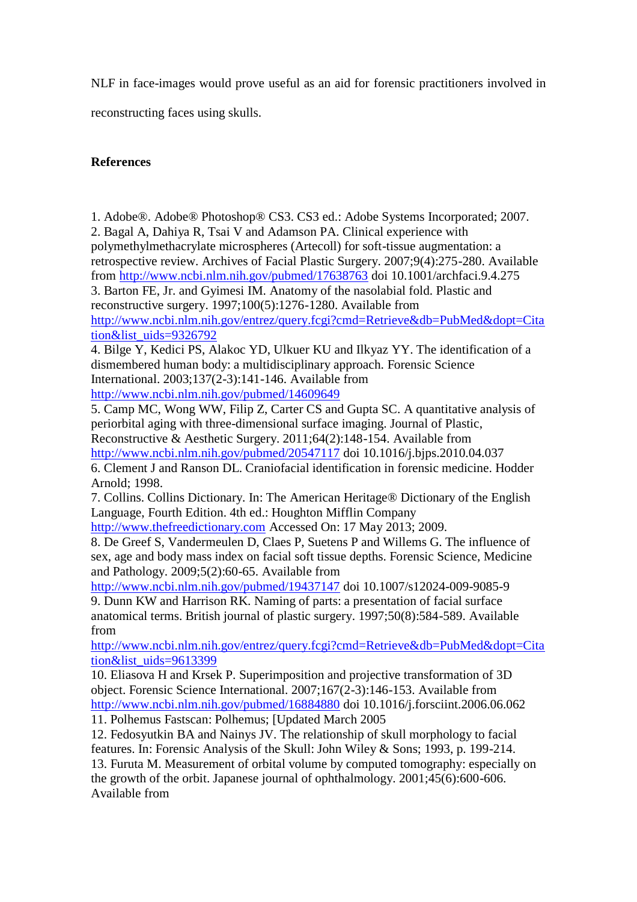NLF in face-images would prove useful as an aid for forensic practitioners involved in reconstructing faces using skulls.

## References

1. Adobe®. Adobe® Photoshop® CS3. CS3 ed.: Adobe Systems Incorporated; 2007.
2. Bagal A, Dahiya R, Tsai V and Adamson PA. Clinical experience with polymethylmethacrylate microspheres (Artecoll) for soft-tissue augmentation: a retrospective review. Archives of Facial Plastic Surgery. 2007;9(4):275-280. Available from http://www.ncbi.nlm.nih.gov/pubmed/17638763 doi 10.1001/archfaci.9.4.275
3. Barton FE, Jr. and Gyimesi IM. Anatomy of the nasolabial fold. Plastic and reconstructive surgery. 1997;100(5):1276-1280. Available from http://www.ncbi.nlm.nih.gov/entrez/query.fcgi?cmd=Retrieve&db=PubMed&dopt=Citation&list_uids=9326792
4. Bilge Y, Kedici PS, Alakoc YD, Ulkuer KU and Ilkyaz YY. The identification of a dismembered human body: a multidisciplinary approach. Forensic Science International. 2003;137(2-3):141-146. Available from http://www.ncbi.nlm.nih.gov/pubmed/14609649
5. Camp MC, Wong WW, Filip Z, Carter CS and Gupta SC. A quantitative analysis of periorbital aging with three-dimensional surface imaging. Journal of Plastic, Reconstructive & Aesthetic Surgery. 2011;64(2):148-154. Available from http://www.ncbi.nlm.nih.gov/pubmed/20547117 doi 10.1016/j.bjps.2010.04.037
6. Clement J and Ranson DL. Craniofacial identification in forensic medicine. Hodder Arnold; 1998.
7. Collins. Collins Dictionary. In: The American Heritage® Dictionary of the English Language, Fourth Edition. 4th ed.: Houghton Mifflin Company http://www.thefreedictionary.com Accessed On: 17 May 2013; 2009.
8. De Greef S, Vandermeulen D, Claes P, Suetens P and Willems G. The influence of sex, age and body mass index on facial soft tissue depths. Forensic Science, Medicine and Pathology. 2009;5(2):60-65. Available from http://www.ncbi.nlm.nih.gov/pubmed/19437147 doi 10.1007/s12024-009-9085-9
9. Dunn KW and Harrison RK. Naming of parts: a presentation of facial surface anatomical terms. British journal of plastic surgery. 1997;50(8):584-589. Available from http://www.ncbi.nlm.nih.gov/entrez/query.fcgi?cmd=Retrieve&db=PubMed&dopt=Citation&list_uids=9613399
10. Eliasova H and Krsek P. Superimposition and projective transformation of 3D object. Forensic Science International. 2007;167(2-3):146-153. Available from http://www.ncbi.nlm.nih.gov/pubmed/16884880 doi 10.1016/j.forsciint.2006.06.062
11. Polhemus Fastscan: Polhemus; [Updated March 2005
12. Fedosyutkin BA and Nainys JV. The relationship of skull morphology to facial features. In: Forensic Analysis of the Skull: John Wiley & Sons; 1993, p. 199-214.
13. Furuta M. Measurement of orbital volume by computed tomography: especially on the growth of the orbit. Japanese journal of ophthalmology. 2001;45(6):600-606. Available from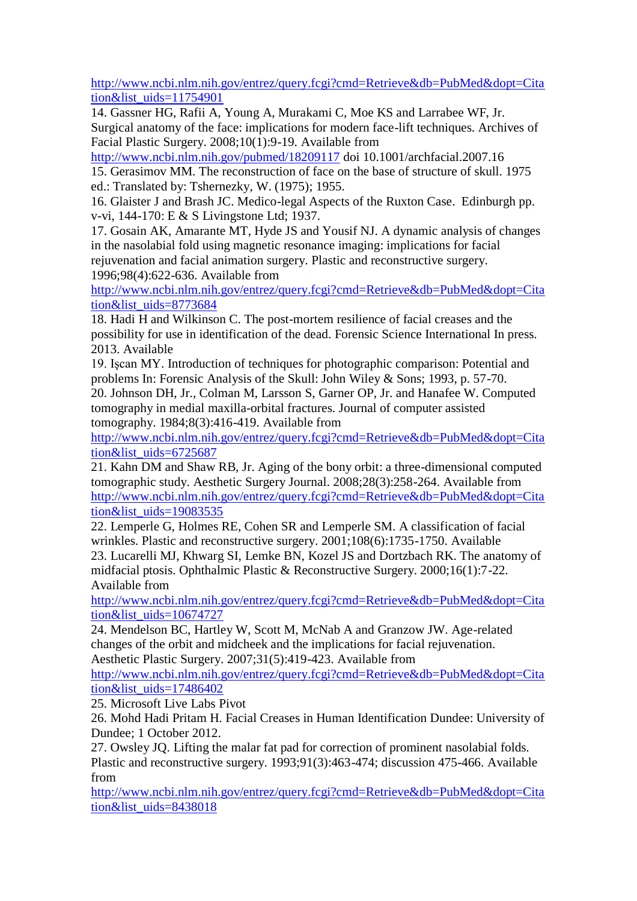http://www.ncbi.nlm.nih.gov/entrez/query.fcgi?cmd=Retrieve&db=PubMed&dopt=Citation&list_uids=11754901

14. Gassner HG, Rafii A, Young A, Murakami C, Moe KS and Larrabee WF, Jr. Surgical anatomy of the face: implications for modern face-lift techniques. Archives of Facial Plastic Surgery. 2008;10(1):9-19. Available from http://www.ncbi.nlm.nih.gov/pubmed/18209117 doi 10.1001/archfacial.2007.16

15. Gerasimov MM. The reconstruction of face on the base of structure of skull. 1975 ed.: Translated by: Tshernezky, W. (1975); 1955.

16. Glaister J and Brash JC. Medico-legal Aspects of the Ruxton Case. Edinburgh pp. v-vi, 144-170: E & S Livingstone Ltd; 1937.

17. Gosain AK, Amarante MT, Hyde JS and Yousif NJ. A dynamic analysis of changes in the nasolabial fold using magnetic resonance imaging: implications for facial rejuvenation and facial animation surgery. Plastic and reconstructive surgery. 1996;98(4):622-636. Available from http://www.ncbi.nlm.nih.gov/entrez/query.fcgi?cmd=Retrieve&db=PubMed&dopt=Citation&list_uids=8773684

18. Hadi H and Wilkinson C. The post-mortem resilience of facial creases and the possibility for use in identification of the dead. Forensic Science International In press. 2013. Available

19. Işcan MY. Introduction of techniques for photographic comparison: Potential and problems In: Forensic Analysis of the Skull: John Wiley & Sons; 1993, p. 57-70.

20. Johnson DH, Jr., Colman M, Larsson S, Garner OP, Jr. and Hanafee W. Computed tomography in medial maxilla-orbital fractures. Journal of computer assisted tomography. 1984;8(3):416-419. Available from http://www.ncbi.nlm.nih.gov/entrez/query.fcgi?cmd=Retrieve&db=PubMed&dopt=Citation&list_uids=6725687

21. Kahn DM and Shaw RB, Jr. Aging of the bony orbit: a three-dimensional computed tomographic study. Aesthetic Surgery Journal. 2008;28(3):258-264. Available from http://www.ncbi.nlm.nih.gov/entrez/query.fcgi?cmd=Retrieve&db=PubMed&dopt=Citation&list_uids=19083535

22. Lemperle G, Holmes RE, Cohen SR and Lemperle SM. A classification of facial wrinkles. Plastic and reconstructive surgery. 2001;108(6):1735-1750. Available

23. Lucarelli MJ, Khwarg SI, Lemke BN, Kozel JS and Dortzbach RK. The anatomy of midfacial ptosis. Ophthalmic Plastic & Reconstructive Surgery. 2000;16(1):7-22. Available from http://www.ncbi.nlm.nih.gov/entrez/query.fcgi?cmd=Retrieve&db=PubMed&dopt=Citation&list_uids=10674727

24. Mendelson BC, Hartley W, Scott M, McNab A and Granzow JW. Age-related changes of the orbit and midcheek and the implications for facial rejuvenation. Aesthetic Plastic Surgery. 2007;31(5):419-423. Available from http://www.ncbi.nlm.nih.gov/entrez/query.fcgi?cmd=Retrieve&db=PubMed&dopt=Citation&list_uids=17486402

25. Microsoft Live Labs Pivot

26. Mohd Hadi Pritam H. Facial Creases in Human Identification Dundee: University of Dundee; 1 October 2012.

27. Owsley JQ. Lifting the malar fat pad for correction of prominent nasolabial folds. Plastic and reconstructive surgery. 1993;91(3):463-474; discussion 475-466. Available from http://www.ncbi.nlm.nih.gov/entrez/query.fcgi?cmd=Retrieve&db=PubMed&dopt=Citation&list_uids=8438018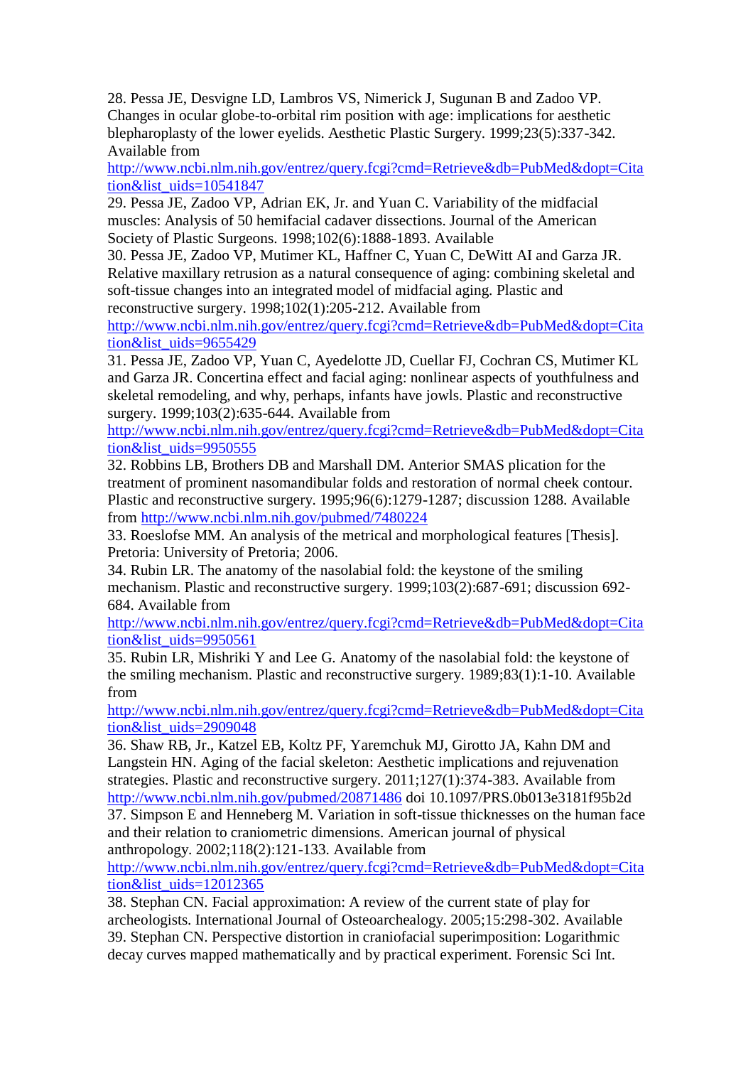28. Pessa JE, Desvigne LD, Lambros VS, Nimerick J, Sugunan B and Zadoo VP. Changes in ocular globe-to-orbital rim position with age: implications for aesthetic blepharoplasty of the lower eyelids. Aesthetic Plastic Surgery. 1999;23(5):337-342. Available from http://www.ncbi.nlm.nih.gov/entrez/query.fcgi?cmd=Retrieve&db=PubMed&dopt=Citation&list_uids=10541847

29. Pessa JE, Zadoo VP, Adrian EK, Jr. and Yuan C. Variability of the midfacial muscles: Analysis of 50 hemifacial cadaver dissections. Journal of the American Society of Plastic Surgeons. 1998;102(6):1888-1893. Available

30. Pessa JE, Zadoo VP, Mutimer KL, Haffner C, Yuan C, DeWitt AI and Garza JR. Relative maxillary retrusion as a natural consequence of aging: combining skeletal and soft-tissue changes into an integrated model of midfacial aging. Plastic and reconstructive surgery. 1998;102(1):205-212. Available from http://www.ncbi.nlm.nih.gov/entrez/query.fcgi?cmd=Retrieve&db=PubMed&dopt=Citation&list_uids=9655429

31. Pessa JE, Zadoo VP, Yuan C, Ayedelotte JD, Cuellar FJ, Cochran CS, Mutimer KL and Garza JR. Concertina effect and facial aging: nonlinear aspects of youthfulness and skeletal remodeling, and why, perhaps, infants have jowls. Plastic and reconstructive surgery. 1999;103(2):635-644. Available from http://www.ncbi.nlm.nih.gov/entrez/query.fcgi?cmd=Retrieve&db=PubMed&dopt=Citation&list_uids=9950555

32. Robbins LB, Brothers DB and Marshall DM. Anterior SMAS plication for the treatment of prominent nasomandibular folds and restoration of normal cheek contour. Plastic and reconstructive surgery. 1995;96(6):1279-1287; discussion 1288. Available from http://www.ncbi.nlm.nih.gov/pubmed/7480224

33. Roeslofse MM. An analysis of the metrical and morphological features [Thesis]. Pretoria: University of Pretoria; 2006.

34. Rubin LR. The anatomy of the nasolabial fold: the keystone of the smiling mechanism. Plastic and reconstructive surgery. 1999;103(2):687-691; discussion 692-684. Available from http://www.ncbi.nlm.nih.gov/entrez/query.fcgi?cmd=Retrieve&db=PubMed&dopt=Citation&list_uids=9950561

35. Rubin LR, Mishriki Y and Lee G. Anatomy of the nasolabial fold: the keystone of the smiling mechanism. Plastic and reconstructive surgery. 1989;83(1):1-10. Available from http://www.ncbi.nlm.nih.gov/entrez/query.fcgi?cmd=Retrieve&db=PubMed&dopt=Citation&list_uids=2909048

36. Shaw RB, Jr., Katzel EB, Koltz PF, Yaremchuk MJ, Girotto JA, Kahn DM and Langstein HN. Aging of the facial skeleton: Aesthetic implications and rejuvenation strategies. Plastic and reconstructive surgery. 2011;127(1):374-383. Available from http://www.ncbi.nlm.nih.gov/pubmed/20871486 doi 10.1097/PRS.0b013e3181f95b2d

37. Simpson E and Henneberg M. Variation in soft-tissue thicknesses on the human face and their relation to craniometric dimensions. American journal of physical anthropology. 2002;118(2):121-133. Available from http://www.ncbi.nlm.nih.gov/entrez/query.fcgi?cmd=Retrieve&db=PubMed&dopt=Citation&list_uids=12012365

38. Stephan CN. Facial approximation: A review of the current state of play for archeologists. International Journal of Osteoarchealogy. 2005;15:298-302. Available

39. Stephan CN. Perspective distortion in craniofacial superimposition: Logarithmic decay curves mapped mathematically and by practical experiment. Forensic Sci Int.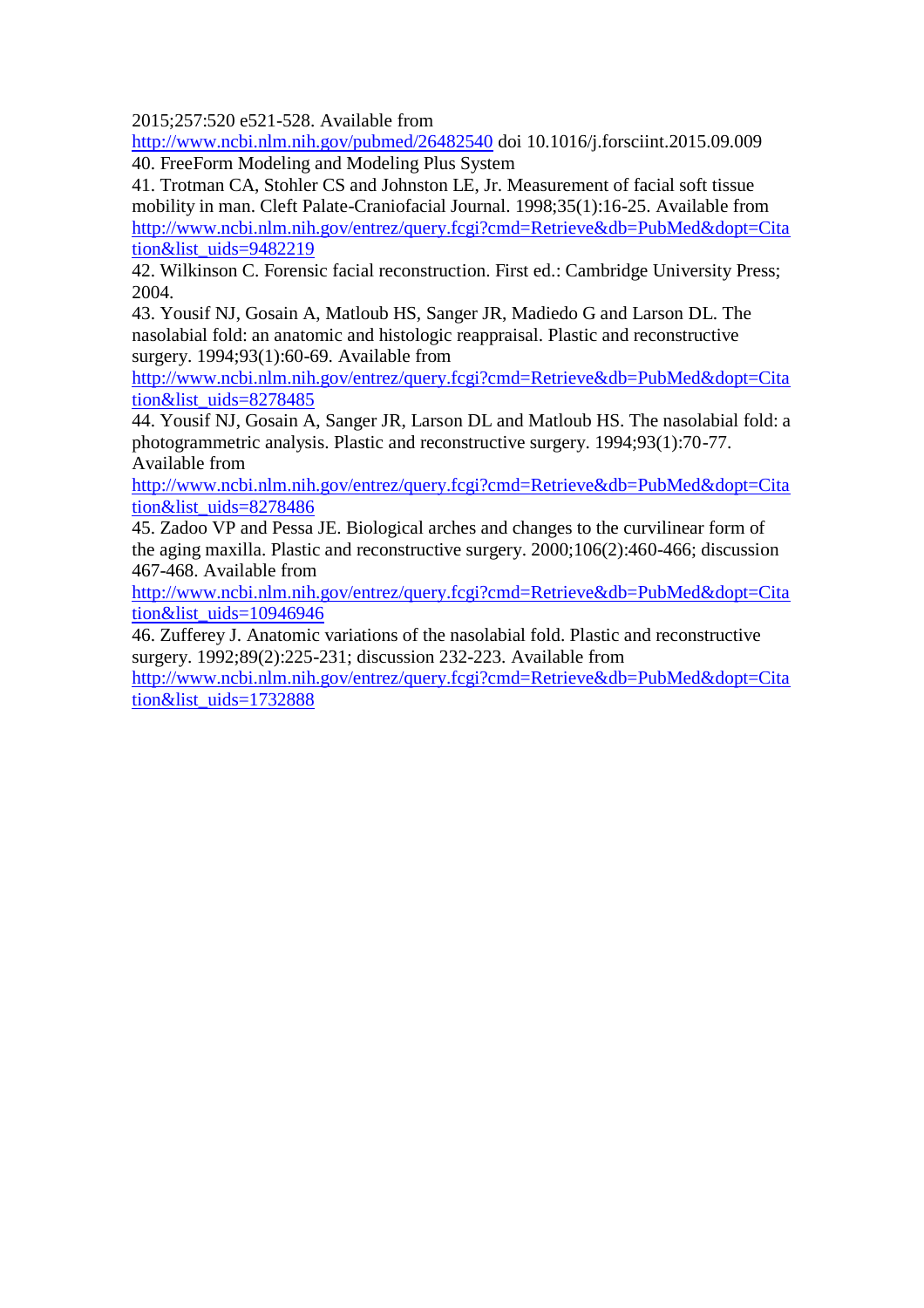2015;257:520 e521-528. Available from
http://www.ncbi.nlm.nih.gov/pubmed/26482540 doi 10.1016/j.forsciint.2015.09.009

40. FreeForm Modeling and Modeling Plus System

41. Trotman CA, Stohler CS and Johnston LE, Jr. Measurement of facial soft tissue mobility in man. Cleft Palate-Craniofacial Journal. 1998;35(1):16-25. Available from http://www.ncbi.nlm.nih.gov/entrez/query.fcgi?cmd=Retrieve&db=PubMed&dopt=Citation&list_uids=9482219

42. Wilkinson C. Forensic facial reconstruction. First ed.: Cambridge University Press; 2004.

43. Yousif NJ, Gosain A, Matloub HS, Sanger JR, Madiedo G and Larson DL. The nasolabial fold: an anatomic and histologic reappraisal. Plastic and reconstructive surgery. 1994;93(1):60-69. Available from http://www.ncbi.nlm.nih.gov/entrez/query.fcgi?cmd=Retrieve&db=PubMed&dopt=Citation&list_uids=8278485

44. Yousif NJ, Gosain A, Sanger JR, Larson DL and Matloub HS. The nasolabial fold: a photogrammetric analysis. Plastic and reconstructive surgery. 1994;93(1):70-77. Available from http://www.ncbi.nlm.nih.gov/entrez/query.fcgi?cmd=Retrieve&db=PubMed&dopt=Citation&list_uids=8278486

45. Zadoo VP and Pessa JE. Biological arches and changes to the curvilinear form of the aging maxilla. Plastic and reconstructive surgery. 2000;106(2):460-466; discussion 467-468. Available from http://www.ncbi.nlm.nih.gov/entrez/query.fcgi?cmd=Retrieve&db=PubMed&dopt=Citation&list_uids=10946946

46. Zufferey J. Anatomic variations of the nasolabial fold. Plastic and reconstructive surgery. 1992;89(2):225-231; discussion 232-223. Available from http://www.ncbi.nlm.nih.gov/entrez/query.fcgi?cmd=Retrieve&db=PubMed&dopt=Citation&list_uids=1732888